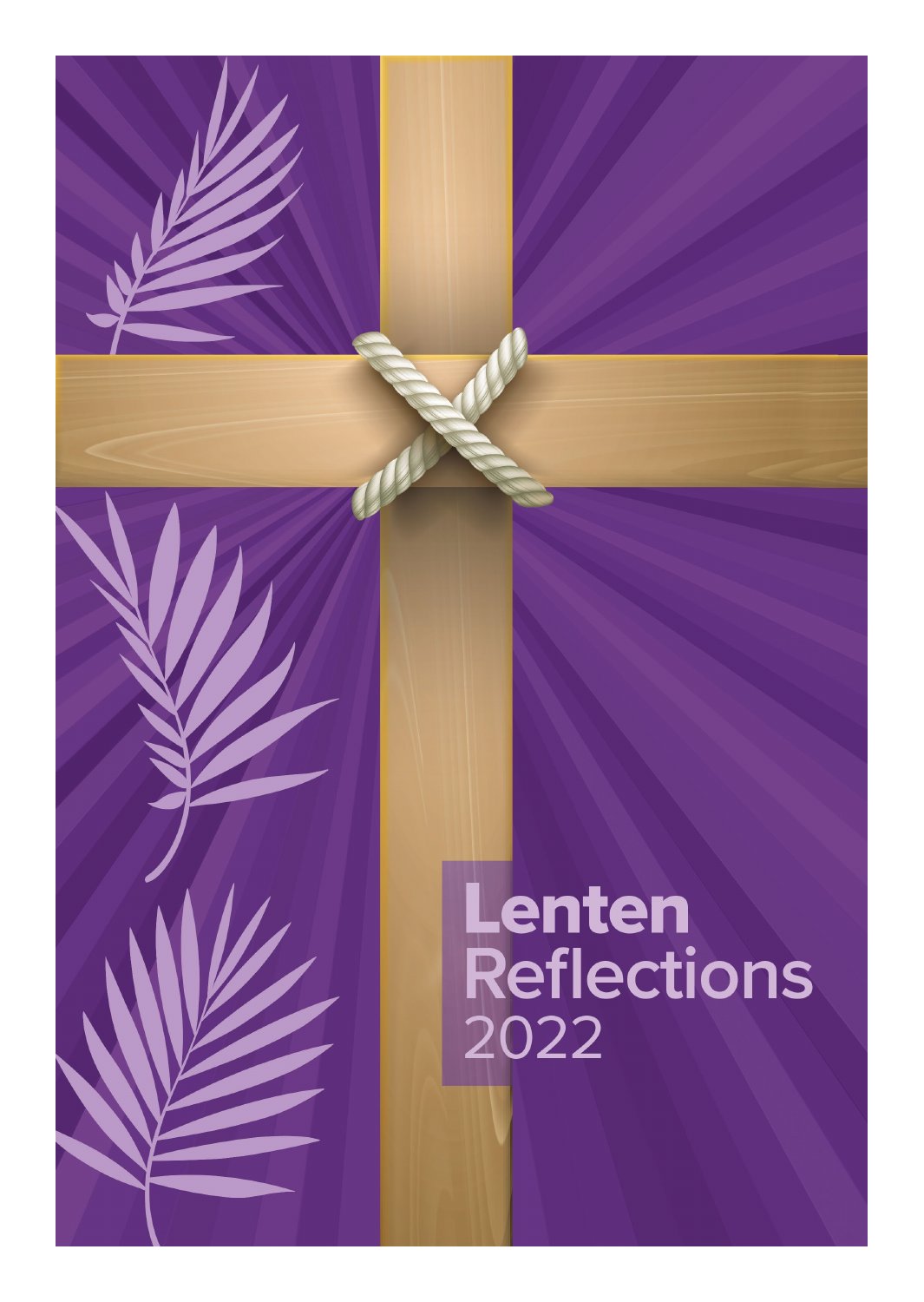# Lenten Reflections 2022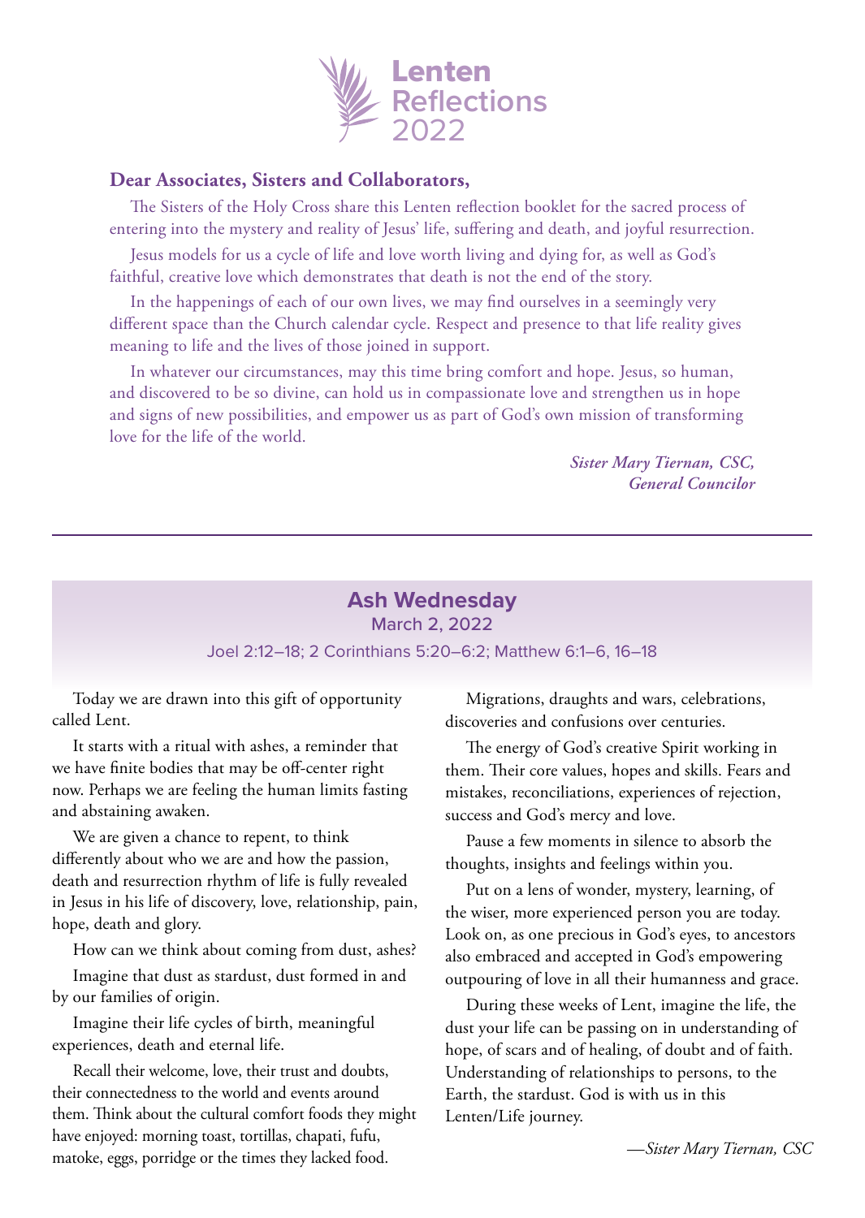# Lenten Reflections 2022

**Dear Associates, Sisters and Collaborators,**

The Sisters of the Holy Cross share this Lenten reflection booklet for the sacred process of entering into the mystery and reality of Jesus' life, suffering and death, and joyful resurrection.

Jesus models for us a cycle of life and love worth living and dying for, as well as God's faithful, creative love which demonstrates that death is not the end of the story.

In the happenings of each of our own lives, we may find ourselves in a seemingly very different space than the Church calendar cycle. Respect and presence to that life reality gives meaning to life and the lives of those joined in support.

In whatever our circumstances, may this time bring comfort and hope. Jesus, so human, and discovered to be so divine, can hold us in compassionate love and strengthen us in hope and signs of new possibilities, and empower us as part of God's own mission of transforming love for the life of the world.

*Sister Mary Tiernan, CSC,*
*General Councilor*

---

## Ash Wednesday

March 2, 2022

Joel 2:12–18; 2 Corinthians 5:20–6:2; Matthew 6:1–6, 16–18

Today we are drawn into this gift of opportunity called Lent.

It starts with a ritual with ashes, a reminder that we have finite bodies that may be off-center right now. Perhaps we are feeling the human limits fasting and abstaining awaken.

We are given a chance to repent, to think differently about who we are and how the passion, death and resurrection rhythm of life is fully revealed in Jesus in his life of discovery, love, relationship, pain, hope, death and glory.

How can we think about coming from dust, ashes?

Imagine that dust as stardust, dust formed in and by our families of origin.

Imagine their life cycles of birth, meaningful experiences, death and eternal life.

Recall their welcome, love, their trust and doubts, their connectedness to the world and events around them. Think about the cultural comfort foods they might have enjoyed: morning toast, tortillas, chapati, fufu, matoke, eggs, porridge or the times they lacked food.

Migrations, draughts and wars, celebrations, discoveries and confusions over centuries.

The energy of God's creative Spirit working in them. Their core values, hopes and skills. Fears and mistakes, reconciliations, experiences of rejection, success and God's mercy and love.

Pause a few moments in silence to absorb the thoughts, insights and feelings within you.

Put on a lens of wonder, mystery, learning, of the wiser, more experienced person you are today. Look on, as one precious in God's eyes, to ancestors also embraced and accepted in God's empowering outpouring of love in all their humanness and grace.

During these weeks of Lent, imagine the life, the dust your life can be passing on in understanding of hope, of scars and of healing, of doubt and of faith. Understanding of relationships to persons, to the Earth, the stardust. God is with us in this Lenten/Life journey.

*—Sister Mary Tiernan, CSC*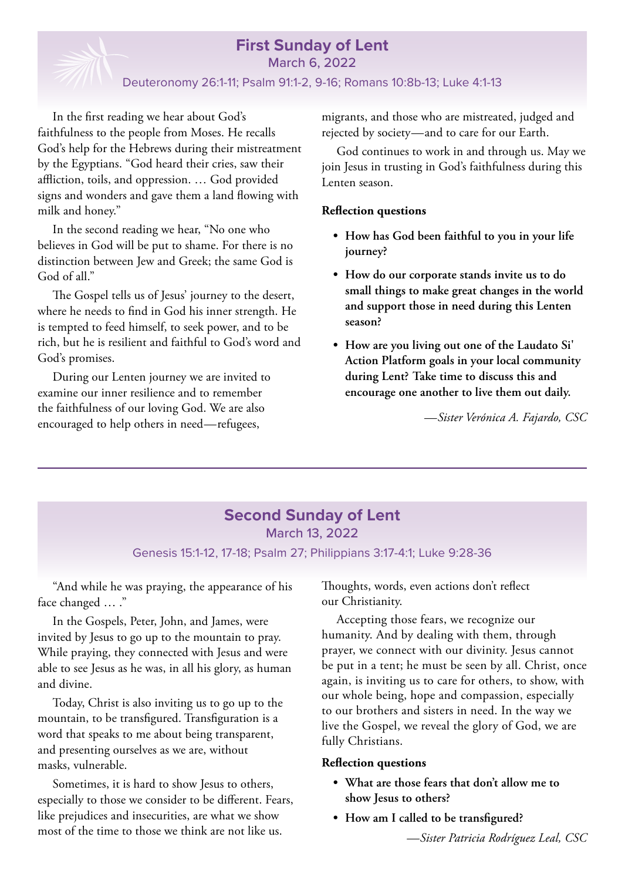## First Sunday of Lent

March 6, 2022

Deuteronomy 26:1-11; Psalm 91:1-2, 9-16; Romans 10:8b-13; Luke 4:1-13

In the first reading we hear about God's faithfulness to the people from Moses. He recalls God's help for the Hebrews during their mistreatment by the Egyptians. "God heard their cries, saw their affliction, toils, and oppression. … God provided signs and wonders and gave them a land flowing with milk and honey."

In the second reading we hear, "No one who believes in God will be put to shame. For there is no distinction between Jew and Greek; the same God is God of all."

The Gospel tells us of Jesus' journey to the desert, where he needs to find in God his inner strength. He is tempted to feed himself, to seek power, and to be rich, but he is resilient and faithful to God's word and God's promises.

During our Lenten journey we are invited to examine our inner resilience and to remember the faithfulness of our loving God. We are also encouraged to help others in need—refugees, migrants, and those who are mistreated, judged and rejected by society—and to care for our Earth.

God continues to work in and through us. May we join Jesus in trusting in God's faithfulness during this Lenten season.

**Reflection questions**

- **How has God been faithful to you in your life journey?**
- **How do our corporate stands invite us to do small things to make great changes in the world and support those in need during this Lenten season?**
- **How are you living out one of the Laudato Si' Action Platform goals in your local community during Lent? Take time to discuss this and encourage one another to live them out daily.**

*—Sister Verónica A. Fajardo, CSC*

---

## Second Sunday of Lent

March 13, 2022

Genesis 15:1-12, 17-18; Psalm 27; Philippians 3:17-4:1; Luke 9:28-36

"And while he was praying, the appearance of his face changed … ."

In the Gospels, Peter, John, and James, were invited by Jesus to go up to the mountain to pray. While praying, they connected with Jesus and were able to see Jesus as he was, in all his glory, as human and divine.

Today, Christ is also inviting us to go up to the mountain, to be transfigured. Transfiguration is a word that speaks to me about being transparent, and presenting ourselves as we are, without masks, vulnerable.

Sometimes, it is hard to show Jesus to others, especially to those we consider to be different. Fears, like prejudices and insecurities, are what we show most of the time to those we think are not like us. Thoughts, words, even actions don't reflect our Christianity.

Accepting those fears, we recognize our humanity. And by dealing with them, through prayer, we connect with our divinity. Jesus cannot be put in a tent; he must be seen by all. Christ, once again, is inviting us to care for others, to show, with our whole being, hope and compassion, especially to our brothers and sisters in need. In the way we live the Gospel, we reveal the glory of God, we are fully Christians.

**Reflection questions**

- **What are those fears that don't allow me to show Jesus to others?**
- **How am I called to be transfigured?**

*—Sister Patricia Rodríguez Leal, CSC*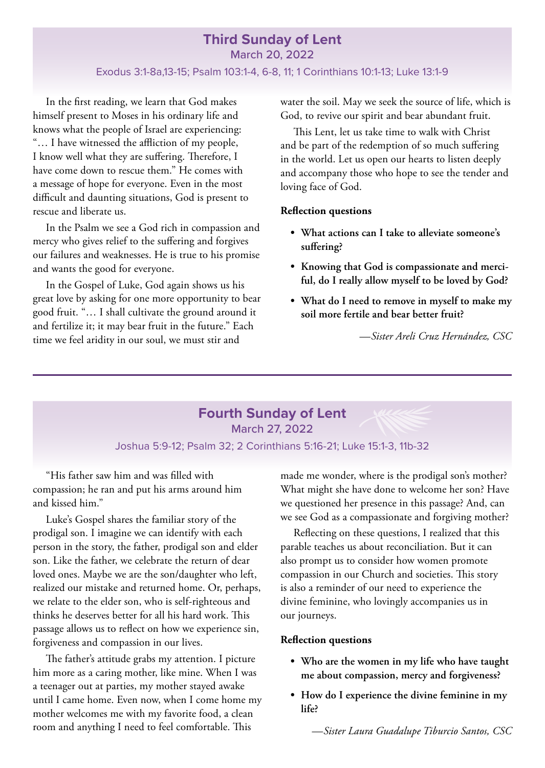## Third Sunday of Lent

March 20, 2022

Exodus 3:1-8a,13-15; Psalm 103:1-4, 6-8, 11; 1 Corinthians 10:1-13; Luke 13:1-9

In the first reading, we learn that God makes himself present to Moses in his ordinary life and knows what the people of Israel are experiencing: "… I have witnessed the affliction of my people, I know well what they are suffering. Therefore, I have come down to rescue them." He comes with a message of hope for everyone. Even in the most difficult and daunting situations, God is present to rescue and liberate us.

In the Psalm we see a God rich in compassion and mercy who gives relief to the suffering and forgives our failures and weaknesses. He is true to his promise and wants the good for everyone.

In the Gospel of Luke, God again shows us his great love by asking for one more opportunity to bear good fruit. "… I shall cultivate the ground around it and fertilize it; it may bear fruit in the future." Each time we feel aridity in our soul, we must stir and water the soil. May we seek the source of life, which is God, to revive our spirit and bear abundant fruit.

This Lent, let us take time to walk with Christ and be part of the redemption of so much suffering in the world. Let us open our hearts to listen deeply and accompany those who hope to see the tender and loving face of God.

**Reflection questions**

- **What actions can I take to alleviate someone's suffering?**
- **Knowing that God is compassionate and merciful, do I really allow myself to be loved by God?**
- **What do I need to remove in myself to make my soil more fertile and bear better fruit?**

*—Sister Areli Cruz Hernández, CSC*

---

## Fourth Sunday of Lent

March 27, 2022

Joshua 5:9-12; Psalm 32; 2 Corinthians 5:16-21; Luke 15:1-3, 11b-32

"His father saw him and was filled with compassion; he ran and put his arms around him and kissed him."

Luke's Gospel shares the familiar story of the prodigal son. I imagine we can identify with each person in the story, the father, prodigal son and elder son. Like the father, we celebrate the return of dear loved ones. Maybe we are the son/daughter who left, realized our mistake and returned home. Or, perhaps, we relate to the elder son, who is self-righteous and thinks he deserves better for all his hard work. This passage allows us to reflect on how we experience sin, forgiveness and compassion in our lives.

The father's attitude grabs my attention. I picture him more as a caring mother, like mine. When I was a teenager out at parties, my mother stayed awake until I came home. Even now, when I come home my mother welcomes me with my favorite food, a clean room and anything I need to feel comfortable. This made me wonder, where is the prodigal son's mother? What might she have done to welcome her son? Have we questioned her presence in this passage? And, can we see God as a compassionate and forgiving mother?

Reflecting on these questions, I realized that this parable teaches us about reconciliation. But it can also prompt us to consider how women promote compassion in our Church and societies. This story is also a reminder of our need to experience the divine feminine, who lovingly accompanies us in our journeys.

**Reflection questions**

- **Who are the women in my life who have taught me about compassion, mercy and forgiveness?**
- **How do I experience the divine feminine in my life?**

*—Sister Laura Guadalupe Tiburcio Santos, CSC*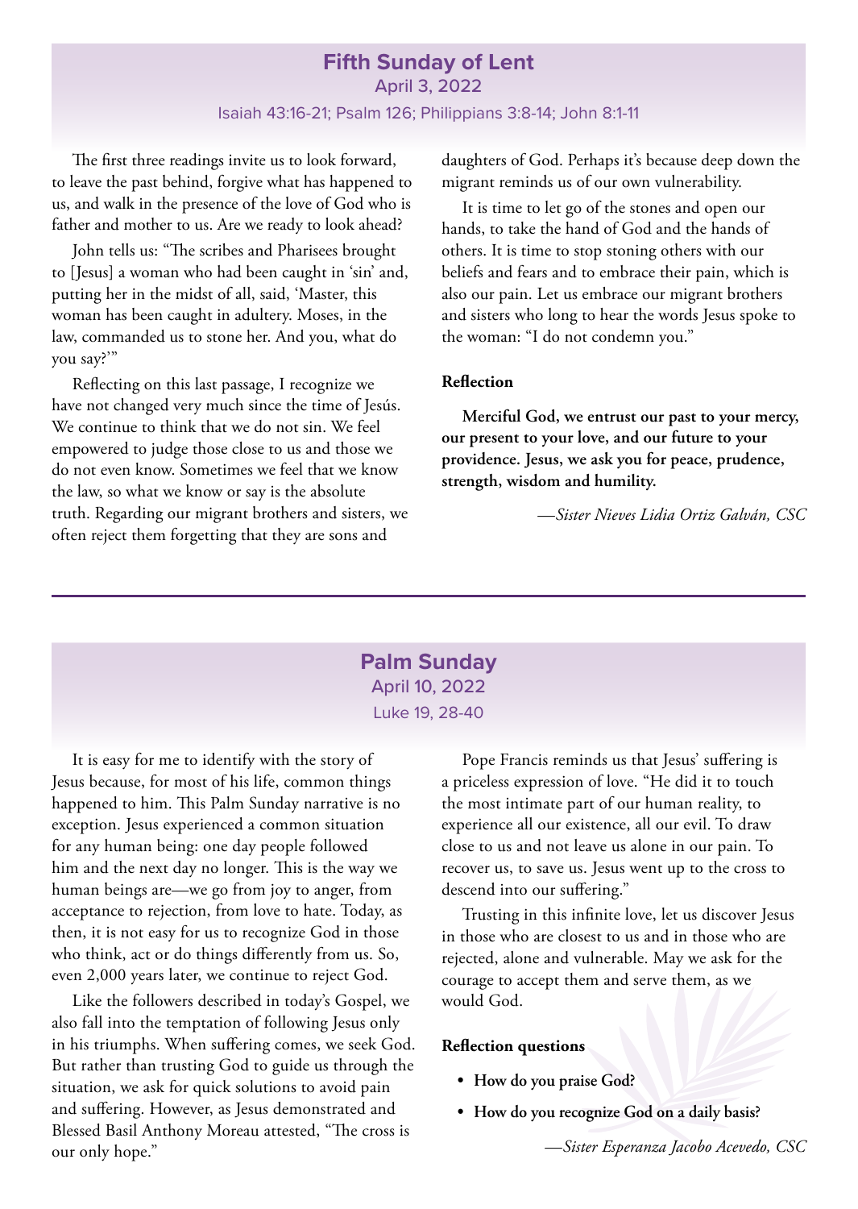## Fifth Sunday of Lent

April 3, 2022

Isaiah 43:16-21; Psalm 126; Philippians 3:8-14; John 8:1-11

The first three readings invite us to look forward, to leave the past behind, forgive what has happened to us, and walk in the presence of the love of God who is father and mother to us. Are we ready to look ahead?

John tells us: "The scribes and Pharisees brought to [Jesus] a woman who had been caught in 'sin' and, putting her in the midst of all, said, 'Master, this woman has been caught in adultery. Moses, in the law, commanded us to stone her. And you, what do you say?'"

Reflecting on this last passage, I recognize we have not changed very much since the time of Jesús. We continue to think that we do not sin. We feel empowered to judge those close to us and those we do not even know. Sometimes we feel that we know the law, so what we know or say is the absolute truth. Regarding our migrant brothers and sisters, we often reject them forgetting that they are sons and daughters of God. Perhaps it's because deep down the migrant reminds us of our own vulnerability.

It is time to let go of the stones and open our hands, to take the hand of God and the hands of others. It is time to stop stoning others with our beliefs and fears and to embrace their pain, which is also our pain. Let us embrace our migrant brothers and sisters who long to hear the words Jesus spoke to the woman: "I do not condemn you."

**Reflection**

**Merciful God, we entrust our past to your mercy, our present to your love, and our future to your providence. Jesus, we ask you for peace, prudence, strength, wisdom and humility.**

*—Sister Nieves Lidia Ortiz Galván, CSC*

---

## Palm Sunday

April 10, 2022

Luke 19, 28-40

It is easy for me to identify with the story of Jesus because, for most of his life, common things happened to him. This Palm Sunday narrative is no exception. Jesus experienced a common situation for any human being: one day people followed him and the next day no longer. This is the way we human beings are—we go from joy to anger, from acceptance to rejection, from love to hate. Today, as then, it is not easy for us to recognize God in those who think, act or do things differently from us. So, even 2,000 years later, we continue to reject God.

Like the followers described in today's Gospel, we also fall into the temptation of following Jesus only in his triumphs. When suffering comes, we seek God. But rather than trusting God to guide us through the situation, we ask for quick solutions to avoid pain and suffering. However, as Jesus demonstrated and Blessed Basil Anthony Moreau attested, "The cross is our only hope."

Pope Francis reminds us that Jesus' suffering is a priceless expression of love. "He did it to touch the most intimate part of our human reality, to experience all our existence, all our evil. To draw close to us and not leave us alone in our pain. To recover us, to save us. Jesus went up to the cross to descend into our suffering."

Trusting in this infinite love, let us discover Jesus in those who are closest to us and in those who are rejected, alone and vulnerable. May we ask for the courage to accept them and serve them, as we would God.

**Reflection questions**

- **How do you praise God?**
- **How do you recognize God on a daily basis?**

*—Sister Esperanza Jacobo Acevedo, CSC*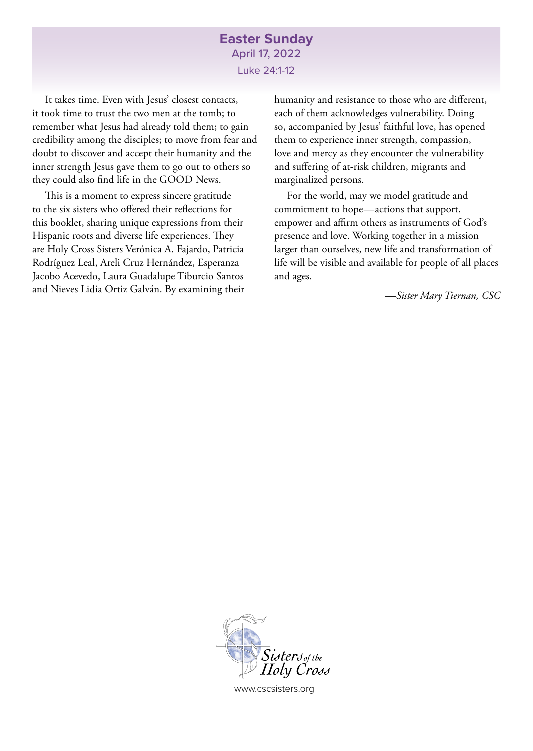# Easter Sunday

April 17, 2022

Luke 24:1-12

It takes time. Even with Jesus' closest contacts, it took time to trust the two men at the tomb; to remember what Jesus had already told them; to gain credibility among the disciples; to move from fear and doubt to discover and accept their humanity and the inner strength Jesus gave them to go out to others so they could also find life in the GOOD News.

This is a moment to express sincere gratitude to the six sisters who offered their reflections for this booklet, sharing unique expressions from their Hispanic roots and diverse life experiences. They are Holy Cross Sisters Verónica A. Fajardo, Patricia Rodríguez Leal, Areli Cruz Hernández, Esperanza Jacobo Acevedo, Laura Guadalupe Tiburcio Santos and Nieves Lidia Ortiz Galván. By examining their humanity and resistance to those who are different, each of them acknowledges vulnerability. Doing so, accompanied by Jesus' faithful love, has opened them to experience inner strength, compassion, love and mercy as they encounter the vulnerability and suffering of at-risk children, migrants and marginalized persons.

For the world, may we model gratitude and commitment to hope—actions that support, empower and affirm others as instruments of God's presence and love. Working together in a mission larger than ourselves, new life and transformation of life will be visible and available for people of all places and ages.

*—Sister Mary Tiernan, CSC*

Sisters of the Holy Cross

www.cscsisters.org